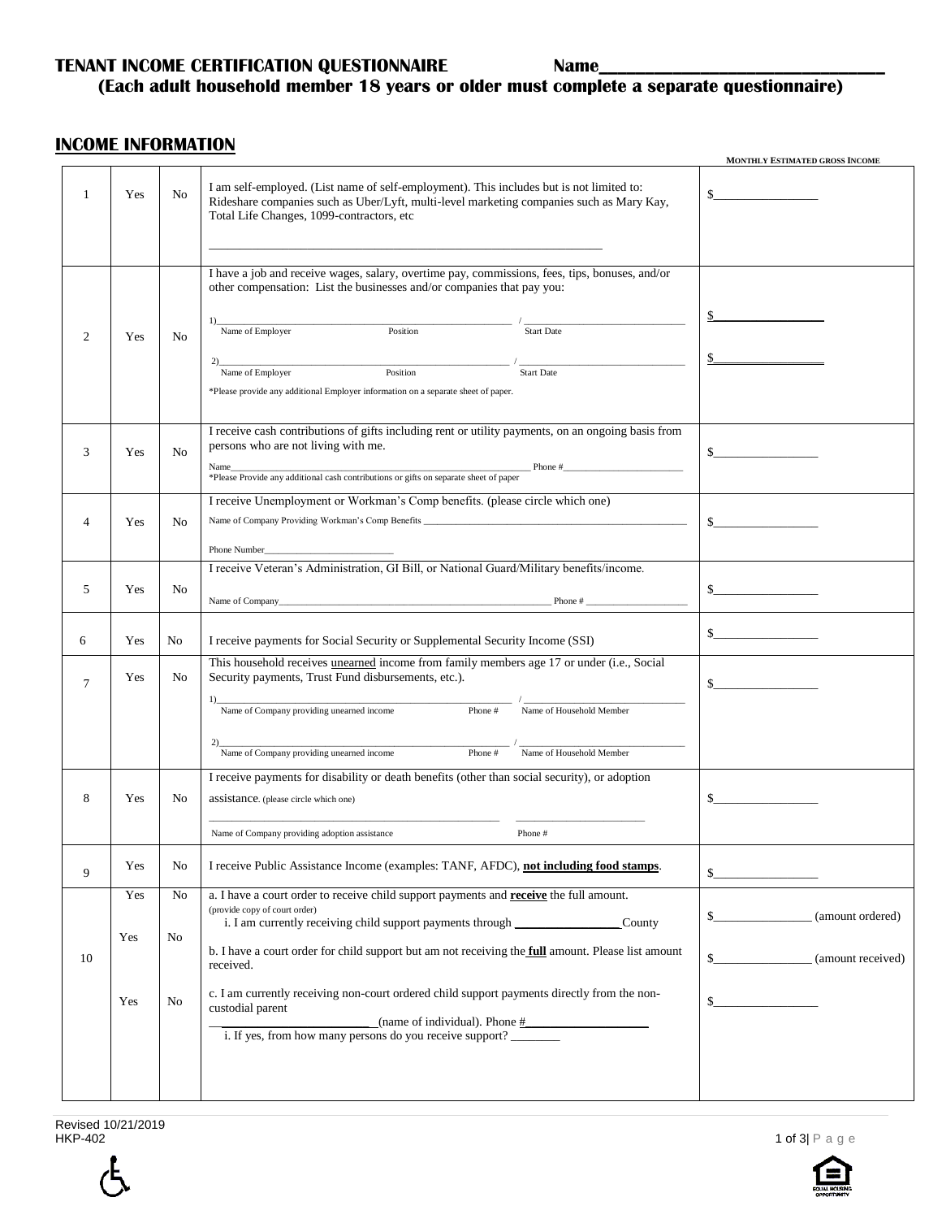# TENANT INCOME CERTIFICATION QUESTIONNAIRE Name______________________________

**(Each adult household member 18 years or older must complete a separate questionnaire)**

## INCOME INFORMATION

| | | | | MONTHLY ESTIMATED GROSS INCOME |
|---|---|---|---|---|
| 1 | Yes | No | I am self-employed. (List name of self-employment). This includes but is not limited to: Rideshare companies such as Uber/Lyft, multi-level marketing companies such as Mary Kay, Total Life Changes, 1099-contractors, etc<br><br>________________________________________________ | $________________ |
| 2 | Yes | No | I have a job and receive wages, salary, overtime pay, commissions, fees, tips, bonuses, and/or other compensation: List the businesses and/or companies that pay you:<br><br>1)____________________________________ / ____________________<br>Name of Employer Position Start Date<br><br>2)____________________________________ / ____________________<br>Name of Employer Position Start Date<br><br>*Please provide any additional Employer information on a separate sheet of paper. | $________________<br><br>$________________ |
| 3 | Yes | No | I receive cash contributions of gifts including rent or utility payments, on an ongoing basis from persons who are not living with me.<br>Name____________________________ Phone #________________<br>*Please Provide any additional cash contributions or gifts on separate sheet of paper | $________________ |
| 4 | Yes | No | I receive Unemployment or Workman's Comp benefits. (please circle which one)<br>Name of Company Providing Workman's Comp Benefits ______________________________<br><br>Phone Number________________________ | $________________ |
| 5 | Yes | No | I receive Veteran's Administration, GI Bill, or National Guard/Military benefits/income.<br><br>Name of Company____________________________ Phone # ________________ | $________________ |
| 6 | Yes | No | I receive payments for Social Security or Supplemental Security Income (SSI) | $________________ |
| 7 | Yes | No | This household receives <u>unearned</u> income from family members age 17 or under (i.e., Social Security payments, Trust Fund disbursements, etc.).<br><br>1)____________________________________ / ____________________<br>Name of Company providing unearned income Phone # Name of Household Member<br><br>2)____________________________________ / ____________________<br>Name of Company providing unearned income Phone # Name of Household Member | $________________ |
| 8 | Yes | No | I receive payments for disability or death benefits (other than social security), or adoption assistance. (please circle which one)<br><br>______________________________ ____________________<br>Name of Company providing adoption assistance Phone # | $________________ |
| 9 | Yes | No | I receive Public Assistance Income (examples: TANF, AFDC), <u>**not including food stamps**</u>. | $________________ |
| 10 | Yes<br><br>Yes<br><br><br>Yes | No<br><br>No<br><br><br>No | a. I have a court order to receive child support payments and <u>**receive**</u> the full amount. (provide copy of court order)<br>i. I am currently receiving child support payments through ________________ County<br><br>b. I have a court order for child support but am not receiving the <u>**full**</u> amount. Please list amount received.<br><br>c. I am currently receiving non-court ordered child support payments directly from the non-custodial parent<br>________________________ (name of individual). Phone #__________________<br>i. If yes, from how many persons do you receive support? ________ | $______________ (amount ordered)<br><br>$______________ (amount received)<br><br>$________________ |

Revised 10/21/2019
HKP-402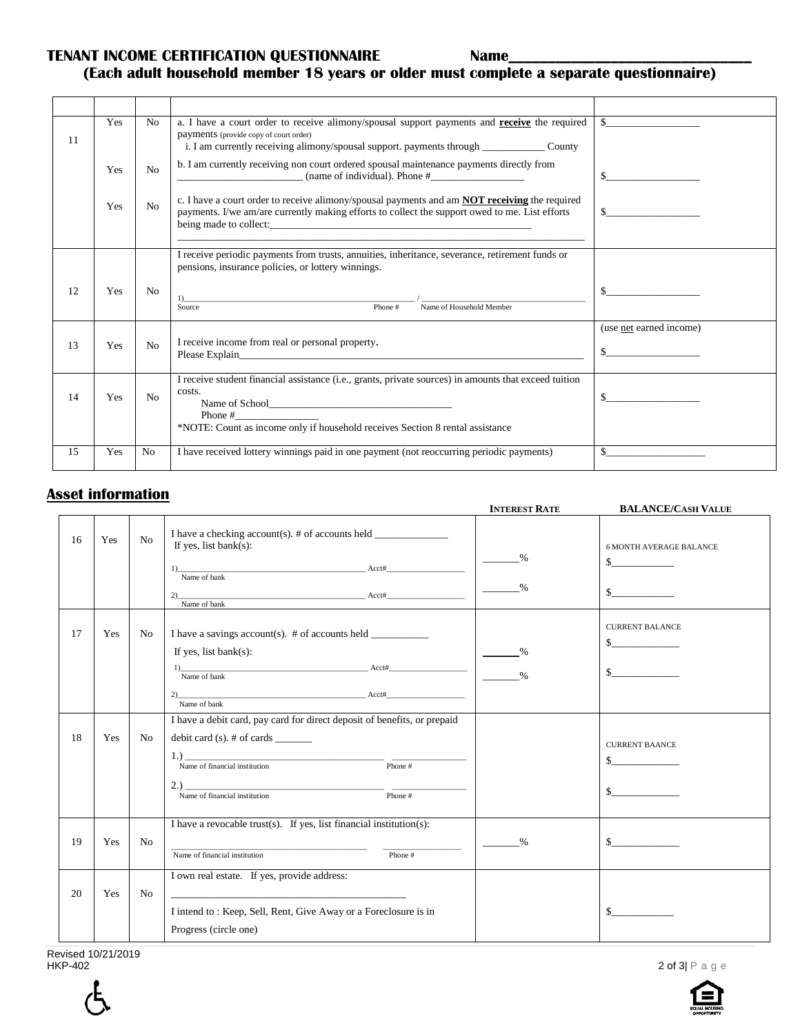**TENANT INCOME CERTIFICATION QUESTIONNAIRE** **Name\_\_\_\_\_\_\_\_\_\_\_\_\_\_\_\_\_\_\_\_\_\_\_\_\_\_\_\_\_\_**

**(Each adult household member 18 years or older must complete a separate questionnaire)**

| | | | | |
|---|---|---|---|---|
| 11 | Yes | No | a. I have a court order to receive alimony/spousal support payments and **receive** the required payments (provide copy of court order)<br>i. I am currently receiving alimony/spousal support. payments through \_\_\_\_\_\_\_\_\_\_\_\_ County | $\_\_\_\_\_\_\_\_\_\_\_\_\_\_\_\_\_\_ |
| | Yes | No | b. I am currently receiving non court ordered spousal maintenance payments directly from \_\_\_\_\_\_\_\_\_\_\_\_\_\_\_\_\_\_\_\_\_\_\_\_ (name of individual). Phone #\_\_\_\_\_\_\_\_\_\_\_\_\_\_\_\_\_\_ | $\_\_\_\_\_\_\_\_\_\_\_\_\_\_\_\_\_\_ |
| | Yes | No | c. I have a court order to receive alimony/spousal payments and am **NOT receiving** the required payments. I/we am/are currently making efforts to collect the support owed to me. List efforts being made to collect:\_\_\_\_\_\_\_\_\_\_\_\_\_\_\_\_\_\_\_\_\_\_\_\_\_\_\_\_\_\_\_\_\_\_\_\_\_\_\_\_\_\_\_\_\_\_\_\_\_\_\_\_\_\_ | $\_\_\_\_\_\_\_\_\_\_\_\_\_\_\_\_\_\_ |
| 12 | Yes | No | I receive periodic payments from trusts, annuities, inheritance, severance, retirement funds or pensions, insurance policies, or lottery winnings.<br>1)\_\_\_\_\_\_\_\_\_\_\_\_\_\_\_\_\_\_\_\_\_\_\_\_ / \_\_\_\_\_\_\_\_\_\_\_\_\_\_\_\_\_\_<br>Source Phone # Name of Household Member | $\_\_\_\_\_\_\_\_\_\_\_\_\_\_\_\_\_\_ |
| 13 | Yes | No | I receive income from real or personal property.<br>Please Explain\_\_\_\_\_\_\_\_\_\_\_\_\_\_\_\_\_\_\_\_\_\_\_\_\_\_\_\_\_\_\_\_\_\_\_\_\_\_\_\_\_\_\_\_\_\_\_\_\_\_\_\_\_\_\_\_\_\_ | (use net earned income)<br>$\_\_\_\_\_\_\_\_\_\_\_\_\_\_\_\_\_\_ |
| 14 | Yes | No | I receive student financial assistance (i.e., grants, private sources) in amounts that exceed tuition costs.<br>Name of School\_\_\_\_\_\_\_\_\_\_\_\_\_\_\_\_\_\_\_\_\_\_\_\_\_\_\_\_\_\_\_\_\_\_\_<br>Phone #\_\_\_\_\_\_\_\_\_\_\_\_\_\_\_\_<br>*NOTE: Count as income only if household receives Section 8 rental assistance | $\_\_\_\_\_\_\_\_\_\_\_\_\_\_\_\_\_\_ |
| 15 | Yes | No | I have received lottery winnings paid in one payment (not reoccurring periodic payments) | $\_\_\_\_\_\_\_\_\_\_\_\_\_\_\_\_\_\_\_ |

## Asset information

| | | | | INTEREST RATE | BALANCE/CASH VALUE |
|---|---|---|---|---|---|
| 16 | Yes | No | I have a checking account(s). # of accounts held \_\_\_\_\_\_\_\_\_\_\_\_\_\_<br>If yes, list bank(s):<br>1)\_\_\_\_\_\_\_\_\_\_\_\_\_\_\_\_\_\_\_\_\_\_\_\_\_\_\_\_ Acct#\_\_\_\_\_\_\_\_\_\_\_\_\_\_\_\_\_\_<br>Name of bank<br>2)\_\_\_\_\_\_\_\_\_\_\_\_\_\_\_\_\_\_\_\_\_\_\_\_\_\_\_\_ Acct#\_\_\_\_\_\_\_\_\_\_\_\_\_\_\_\_\_\_<br>Name of bank | \_\_\_\_\_\_\_%<br>\_\_\_\_\_\_\_% | 6 MONTH AVERAGE BALANCE<br>$\_\_\_\_\_\_\_\_\_\_\_\_<br>$\_\_\_\_\_\_\_\_\_\_\_\_ |
| 17 | Yes | No | I have a savings account(s). # of accounts held \_\_\_\_\_\_\_\_\_\_\_<br>If yes, list bank(s):<br>1)\_\_\_\_\_\_\_\_\_\_\_\_\_\_\_\_\_\_\_\_\_\_\_\_\_\_\_\_ Acct#\_\_\_\_\_\_\_\_\_\_\_\_\_\_\_\_\_\_<br>Name of bank<br>2)\_\_\_\_\_\_\_\_\_\_\_\_\_\_\_\_\_\_\_\_\_\_\_\_\_\_\_\_ Acct#\_\_\_\_\_\_\_\_\_\_\_\_\_\_\_\_\_\_<br>Name of bank | \_\_\_\_\_\_\_%<br>\_\_\_\_\_\_\_% | CURRENT BALANCE<br>$\_\_\_\_\_\_\_\_\_\_\_\_\_\_<br>$\_\_\_\_\_\_\_\_\_\_\_\_\_\_ |
| 18 | Yes | No | I have a debit card, pay card for direct deposit of benefits, or prepaid debit card (s). # of cards \_\_\_\_\_\_\_<br>1.) \_\_\_\_\_\_\_\_\_\_\_\_\_\_\_\_\_\_\_\_\_\_\_\_\_\_\_\_ \_\_\_\_\_\_\_\_\_\_\_\_\_\_\_<br>Name of financial institution Phone #<br>2.) \_\_\_\_\_\_\_\_\_\_\_\_\_\_\_\_\_\_\_\_\_\_\_\_\_\_\_\_ \_\_\_\_\_\_\_\_\_\_\_\_\_\_\_<br>Name of financial institution Phone # | | CURRENT BAANCE<br>$\_\_\_\_\_\_\_\_\_\_\_\_\_\_<br>$\_\_\_\_\_\_\_\_\_\_\_\_\_\_ |
| 19 | Yes | No | I have a revocable trust(s). If yes, list financial institution(s):<br>\_\_\_\_\_\_\_\_\_\_\_\_\_\_\_\_\_\_\_\_\_\_\_\_\_\_\_\_ \_\_\_\_\_\_\_\_\_\_\_\_\_\_\_<br>Name of financial institution Phone # | \_\_\_\_\_\_\_% | $\_\_\_\_\_\_\_\_\_\_\_\_\_\_ |
| 20 | Yes | No | I own real estate. If yes, provide address:<br>\_\_\_\_\_\_\_\_\_\_\_\_\_\_\_\_\_\_\_\_\_\_\_\_\_\_\_\_\_\_\_\_\_\_\_\_\_\_\_\_\_\_\_\_<br>I intend to : Keep, Sell, Rent, Give Away or a Foreclosure is in Progress (circle one) | | $\_\_\_\_\_\_\_\_\_\_\_\_ |

Revised 10/21/2019
HKP-402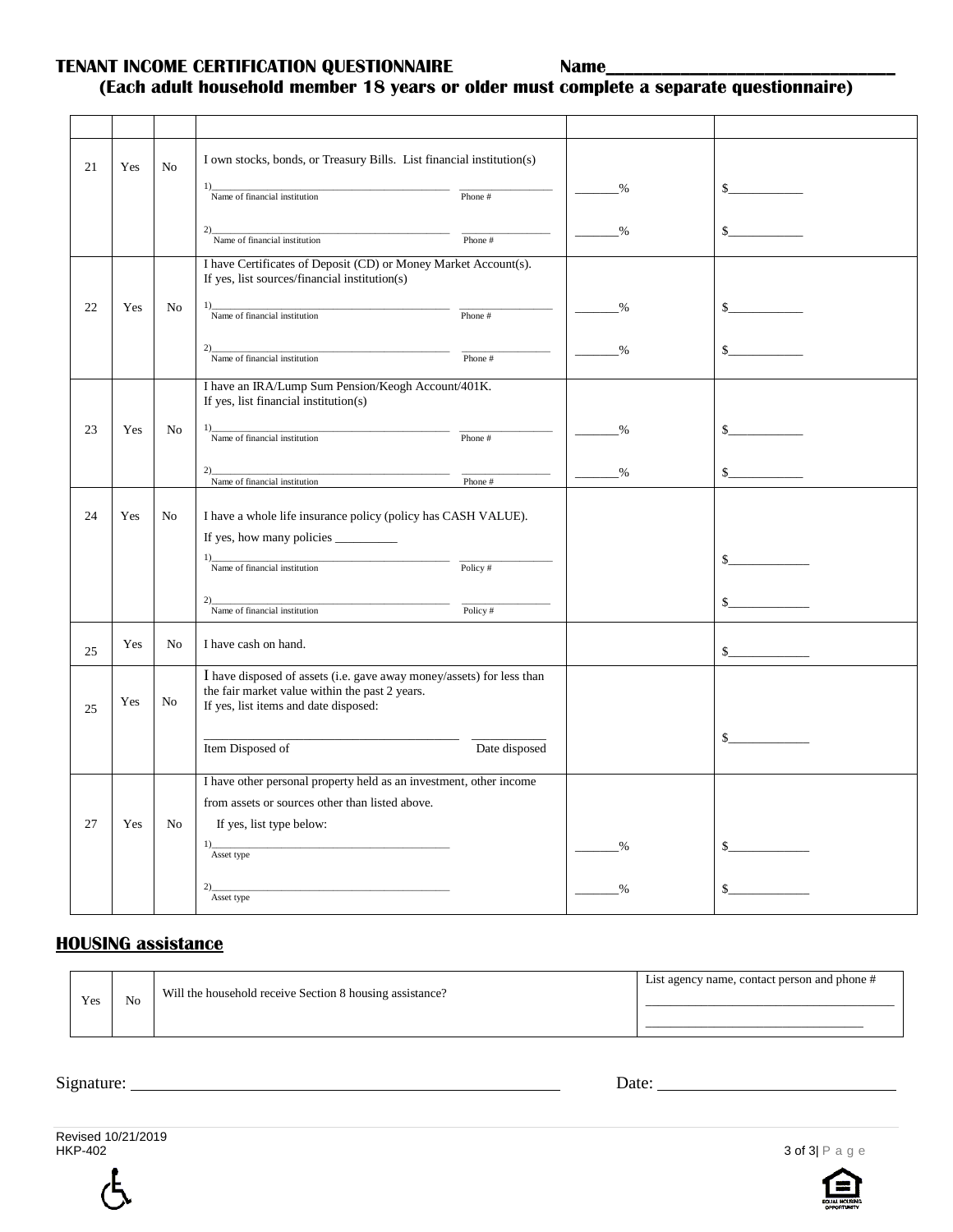**TENANT INCOME CERTIFICATION QUESTIONNAIRE** **Name_______________________________**
**(Each adult household member 18 years or older must complete a separate questionnaire)**

| | | | | | |
|---|---|---|---|---|---|
| 21 | Yes | No | I own stocks, bonds, or Treasury Bills. List financial institution(s)<br>1)______________________ ________<br>Name of financial institution Phone #<br>2)______________________ ________<br>Name of financial institution Phone # | ______%<br>______% | $__________<br>$__________ |
| 22 | Yes | No | I have Certificates of Deposit (CD) or Money Market Account(s). If yes, list sources/financial institution(s)<br>1)______________________ ________<br>Name of financial institution Phone #<br>2)______________________ ________<br>Name of financial institution Phone # | ______%<br>______% | $__________<br>$__________ |
| 23 | Yes | No | I have an IRA/Lump Sum Pension/Keogh Account/401K. If yes, list financial institution(s)<br>1)______________________ ________<br>Name of financial institution Phone #<br>2)______________________ ________<br>Name of financial institution Phone # | ______%<br>______% | $__________<br>$__________ |
| 24 | Yes | No | I have a whole life insurance policy (policy has CASH VALUE).<br>If yes, how many policies __________<br>1)______________________ ________<br>Name of financial institution Policy #<br>2)______________________ ________<br>Name of financial institution Policy # | | $__________<br>$__________ |
| 25 | Yes | No | I have cash on hand. | | $__________ |
| 25 | Yes | No | I have disposed of assets (i.e. gave away money/assets) for less than the fair market value within the past 2 years.<br>If yes, list items and date disposed:<br>______________________ ________<br>Item Disposed of Date disposed | | $__________ |
| 27 | Yes | No | I have other personal property held as an investment, other income from assets or sources other than listed above.<br>If yes, list type below:<br>1)______________________<br>Asset type<br>2)______________________<br>Asset type | ______%<br>______% | $__________<br>$__________ |

## HOUSING assistance

| | | | |
|---|---|---|---|
| Yes | No | Will the household receive Section 8 housing assistance? | List agency name, contact person and phone #<br>______________________<br>______________________ |

Signature: ______________________________ Date: ______________________

Revised 10/21/2019
HKP-402